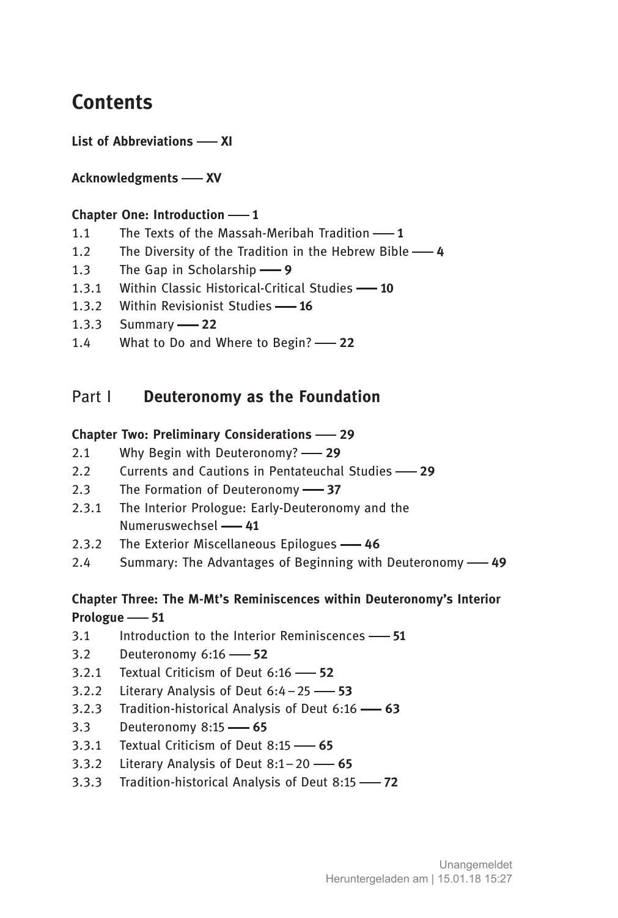# Contents

**List of Abbreviations —— XI**

**Acknowledgments —— XV**

**Chapter One: Introduction —— 1**

1.1 The Texts of the Massah-Meribah Tradition —— **1**
1.2 The Diversity of the Tradition in the Hebrew Bible —— **4**
1.3 The Gap in Scholarship —— **9**
1.3.1 Within Classic Historical-Critical Studies —— **10**
1.3.2 Within Revisionist Studies —— **16**
1.3.3 Summary —— **22**
1.4 What to Do and Where to Begin? —— **22**

## Part I **Deuteronomy as the Foundation**

**Chapter Two: Preliminary Considerations —— 29**

2.1 Why Begin with Deuteronomy? —— **29**
2.2 Currents and Cautions in Pentateuchal Studies —— **29**
2.3 The Formation of Deuteronomy —— **37**
2.3.1 The Interior Prologue: Early-Deuteronomy and the Numeruswechsel —— **41**
2.3.2 The Exterior Miscellaneous Epilogues —— **46**
2.4 Summary: The Advantages of Beginning with Deuteronomy —— **49**

**Chapter Three: The M-Mt's Reminiscences within Deuteronomy's Interior Prologue —— 51**

3.1 Introduction to the Interior Reminiscences —— **51**
3.2 Deuteronomy 6:16 —— **52**
3.2.1 Textual Criticism of Deut 6:16 —— **52**
3.2.2 Literary Analysis of Deut 6:4 – 25 —— **53**
3.2.3 Tradition-historical Analysis of Deut 6:16 —— **63**
3.3 Deuteronomy 8:15 —— **65**
3.3.1 Textual Criticism of Deut 8:15 —— **65**
3.3.2 Literary Analysis of Deut 8:1 – 20 —— **65**
3.3.3 Tradition-historical Analysis of Deut 8:15 —— **72**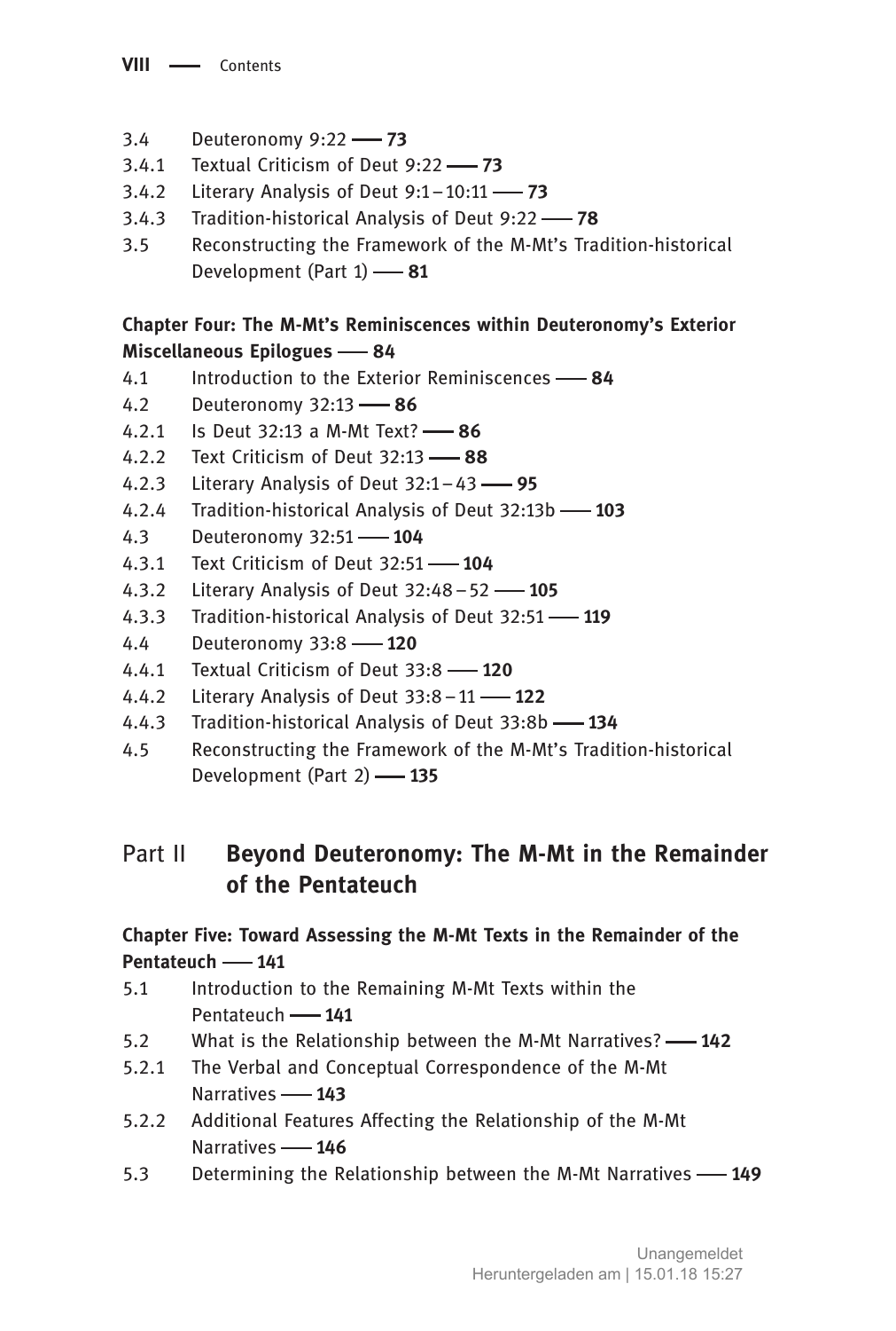3.4 Deuteronomy 9:22 —— **73**
3.4.1 Textual Criticism of Deut 9:22 —— **73**
3.4.2 Literary Analysis of Deut 9:1 – 10:11 —— **73**
3.4.3 Tradition-historical Analysis of Deut 9:22 —— **78**
3.5 Reconstructing the Framework of the M-Mt's Tradition-historical Development (Part 1) —— **81**

**Chapter Four: The M-Mt's Reminiscences within Deuteronomy's Exterior Miscellaneous Epilogues —— 84**

4.1 Introduction to the Exterior Reminiscences —— **84**
4.2 Deuteronomy 32:13 —— **86**
4.2.1 Is Deut 32:13 a M-Mt Text? —— **86**
4.2.2 Text Criticism of Deut 32:13 —— **88**
4.2.3 Literary Analysis of Deut 32:1 – 43 —— **95**
4.2.4 Tradition-historical Analysis of Deut 32:13b —— **103**
4.3 Deuteronomy 32:51 —— **104**
4.3.1 Text Criticism of Deut 32:51 —— **104**
4.3.2 Literary Analysis of Deut 32:48 – 52 —— **105**
4.3.3 Tradition-historical Analysis of Deut 32:51 —— **119**
4.4 Deuteronomy 33:8 —— **120**
4.4.1 Textual Criticism of Deut 33:8 —— **120**
4.4.2 Literary Analysis of Deut 33:8 – 11 —— **122**
4.4.3 Tradition-historical Analysis of Deut 33:8b —— **134**
4.5 Reconstructing the Framework of the M-Mt's Tradition-historical Development (Part 2) —— **135**

## Part II **Beyond Deuteronomy: The M-Mt in the Remainder of the Pentateuch**

**Chapter Five: Toward Assessing the M-Mt Texts in the Remainder of the Pentateuch —— 141**

5.1 Introduction to the Remaining M-Mt Texts within the Pentateuch —— **141**
5.2 What is the Relationship between the M-Mt Narratives? —— **142**
5.2.1 The Verbal and Conceptual Correspondence of the M-Mt Narratives —— **143**
5.2.2 Additional Features Affecting the Relationship of the M-Mt Narratives —— **146**
5.3 Determining the Relationship between the M-Mt Narratives —— **149**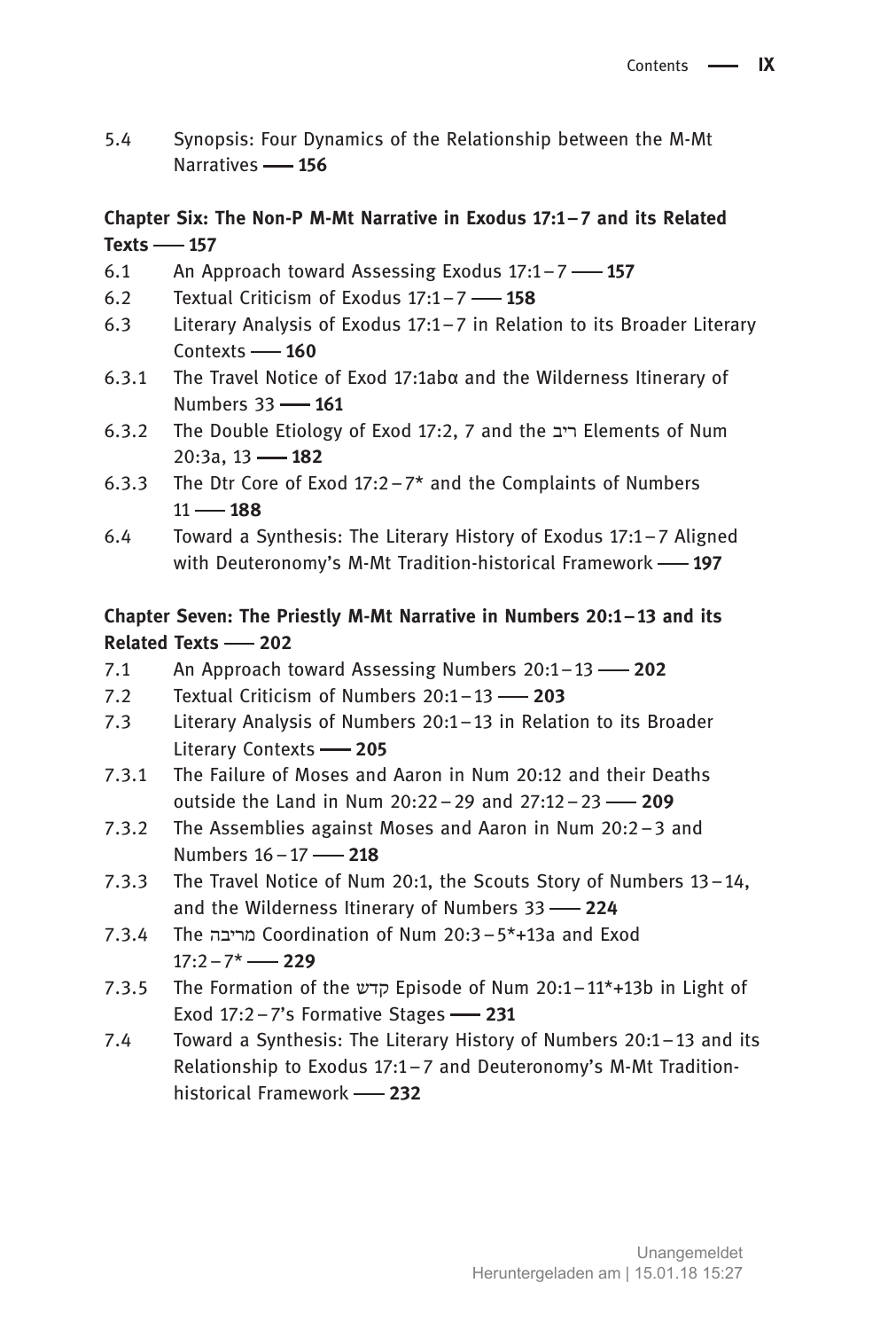5.4 Synopsis: Four Dynamics of the Relationship between the M-Mt Narratives —— **156**

**Chapter Six: The Non-P M-Mt Narrative in Exodus 17:1–7 and its Related Texts —— 157**

6.1 An Approach toward Assessing Exodus 17:1–7 —— **157**
6.2 Textual Criticism of Exodus 17:1–7 —— **158**
6.3 Literary Analysis of Exodus 17:1–7 in Relation to its Broader Literary Contexts —— **160**
6.3.1 The Travel Notice of Exod 17:1abα and the Wilderness Itinerary of Numbers 33 —— **161**
6.3.2 The Double Etiology of Exod 17:2, 7 and the ריב Elements of Num 20:3a, 13 —— **182**
6.3.3 The Dtr Core of Exod 17:2–7* and the Complaints of Numbers 11 —— **188**
6.4 Toward a Synthesis: The Literary History of Exodus 17:1–7 Aligned with Deuteronomy's M-Mt Tradition-historical Framework —— **197**

**Chapter Seven: The Priestly M-Mt Narrative in Numbers 20:1–13 and its Related Texts —— 202**

7.1 An Approach toward Assessing Numbers 20:1–13 —— **202**
7.2 Textual Criticism of Numbers 20:1–13 —— **203**
7.3 Literary Analysis of Numbers 20:1–13 in Relation to its Broader Literary Contexts —— **205**
7.3.1 The Failure of Moses and Aaron in Num 20:12 and their Deaths outside the Land in Num 20:22–29 and 27:12–23 —— **209**
7.3.2 The Assemblies against Moses and Aaron in Num 20:2–3 and Numbers 16–17 —— **218**
7.3.3 The Travel Notice of Num 20:1, the Scouts Story of Numbers 13–14, and the Wilderness Itinerary of Numbers 33 —— **224**
7.3.4 The מריבה Coordination of Num 20:3–5*+13a and Exod 17:2–7* —— **229**
7.3.5 The Formation of the קדש Episode of Num 20:1–11*+13b in Light of Exod 17:2–7's Formative Stages —— **231**
7.4 Toward a Synthesis: The Literary History of Numbers 20:1–13 and its Relationship to Exodus 17:1–7 and Deuteronomy's M-Mt Tradition-historical Framework —— **232**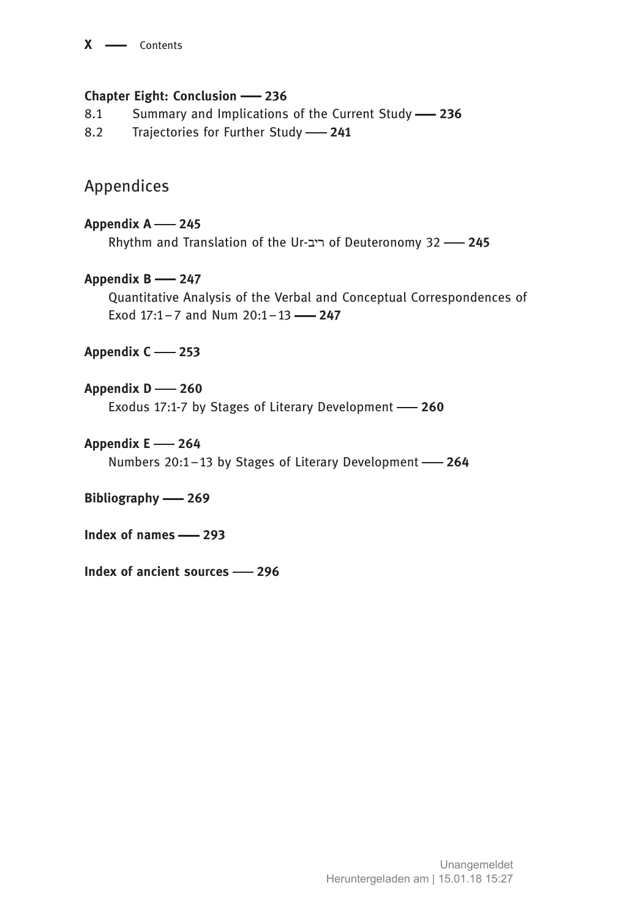**Chapter Eight: Conclusion — 236**

8.1 Summary and Implications of the Current Study — **236**

8.2 Trajectories for Further Study — **241**

## Appendices

**Appendix A — 245**

Rhythm and Translation of the Ur-ריב of Deuteronomy 32 — **245**

**Appendix B — 247**

Quantitative Analysis of the Verbal and Conceptual Correspondences of Exod 17:1–7 and Num 20:1–13 — **247**

**Appendix C — 253**

**Appendix D — 260**

Exodus 17:1-7 by Stages of Literary Development — **260**

**Appendix E — 264**

Numbers 20:1–13 by Stages of Literary Development — **264**

**Bibliography — 269**

**Index of names — 293**

**Index of ancient sources — 296**